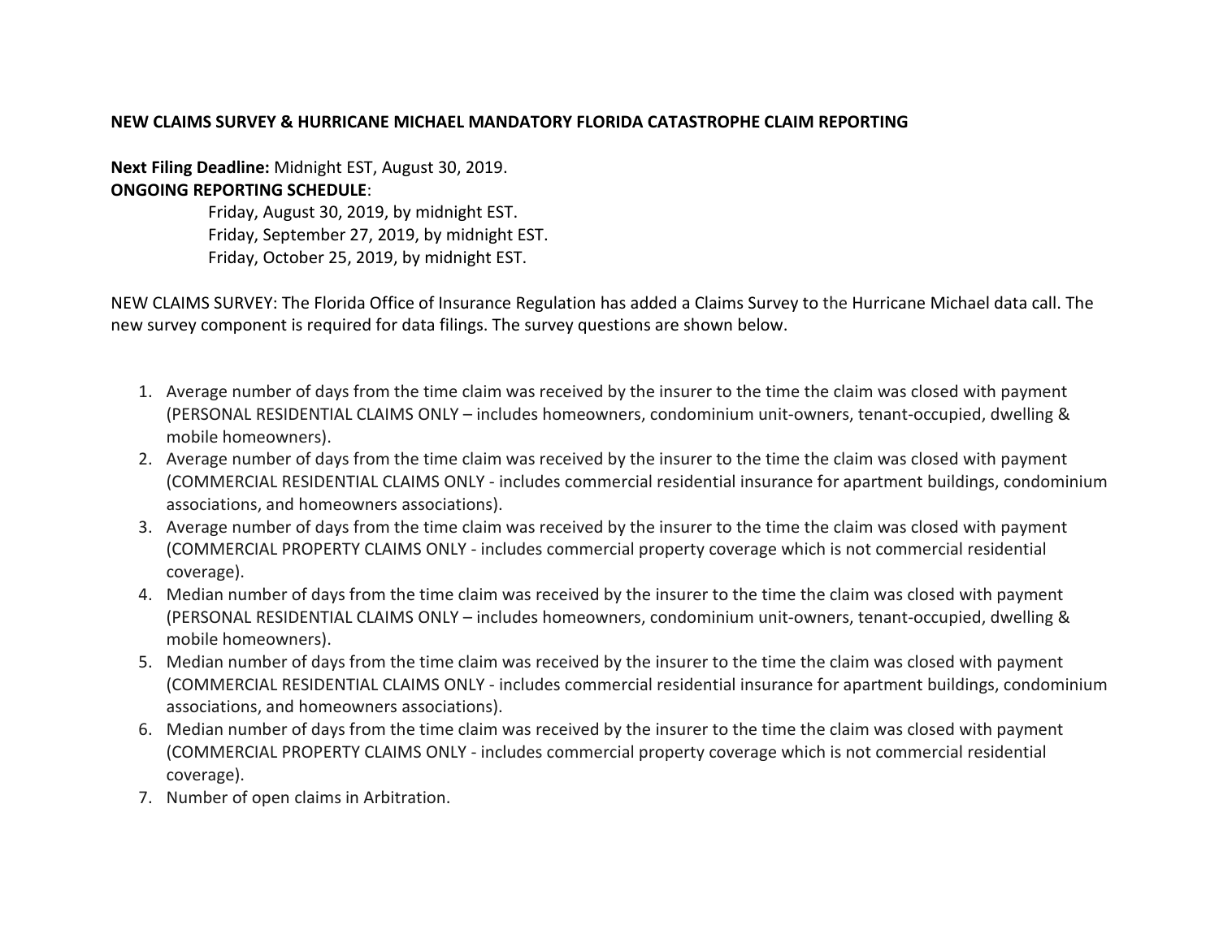**NEW CLAIMS SURVEY & HURRICANE MICHAEL MANDATORY FLORIDA CATASTROPHE CLAIM REPORTING**

**Next Filing Deadline:** Midnight EST, August 30, 2019.
**ONGOING REPORTING SCHEDULE**:

Friday, August 30, 2019, by midnight EST.
Friday, September 27, 2019, by midnight EST.
Friday, October 25, 2019, by midnight EST.

NEW CLAIMS SURVEY: The Florida Office of Insurance Regulation has added a Claims Survey to the Hurricane Michael data call. The new survey component is required for data filings. The survey questions are shown below.

1. Average number of days from the time claim was received by the insurer to the time the claim was closed with payment (PERSONAL RESIDENTIAL CLAIMS ONLY – includes homeowners, condominium unit-owners, tenant-occupied, dwelling & mobile homeowners).
2. Average number of days from the time claim was received by the insurer to the time the claim was closed with payment (COMMERCIAL RESIDENTIAL CLAIMS ONLY - includes commercial residential insurance for apartment buildings, condominium associations, and homeowners associations).
3. Average number of days from the time claim was received by the insurer to the time the claim was closed with payment (COMMERCIAL PROPERTY CLAIMS ONLY - includes commercial property coverage which is not commercial residential coverage).
4. Median number of days from the time claim was received by the insurer to the time the claim was closed with payment (PERSONAL RESIDENTIAL CLAIMS ONLY – includes homeowners, condominium unit-owners, tenant-occupied, dwelling & mobile homeowners).
5. Median number of days from the time claim was received by the insurer to the time the claim was closed with payment (COMMERCIAL RESIDENTIAL CLAIMS ONLY - includes commercial residential insurance for apartment buildings, condominium associations, and homeowners associations).
6. Median number of days from the time claim was received by the insurer to the time the claim was closed with payment (COMMERCIAL PROPERTY CLAIMS ONLY - includes commercial property coverage which is not commercial residential coverage).
7. Number of open claims in Arbitration.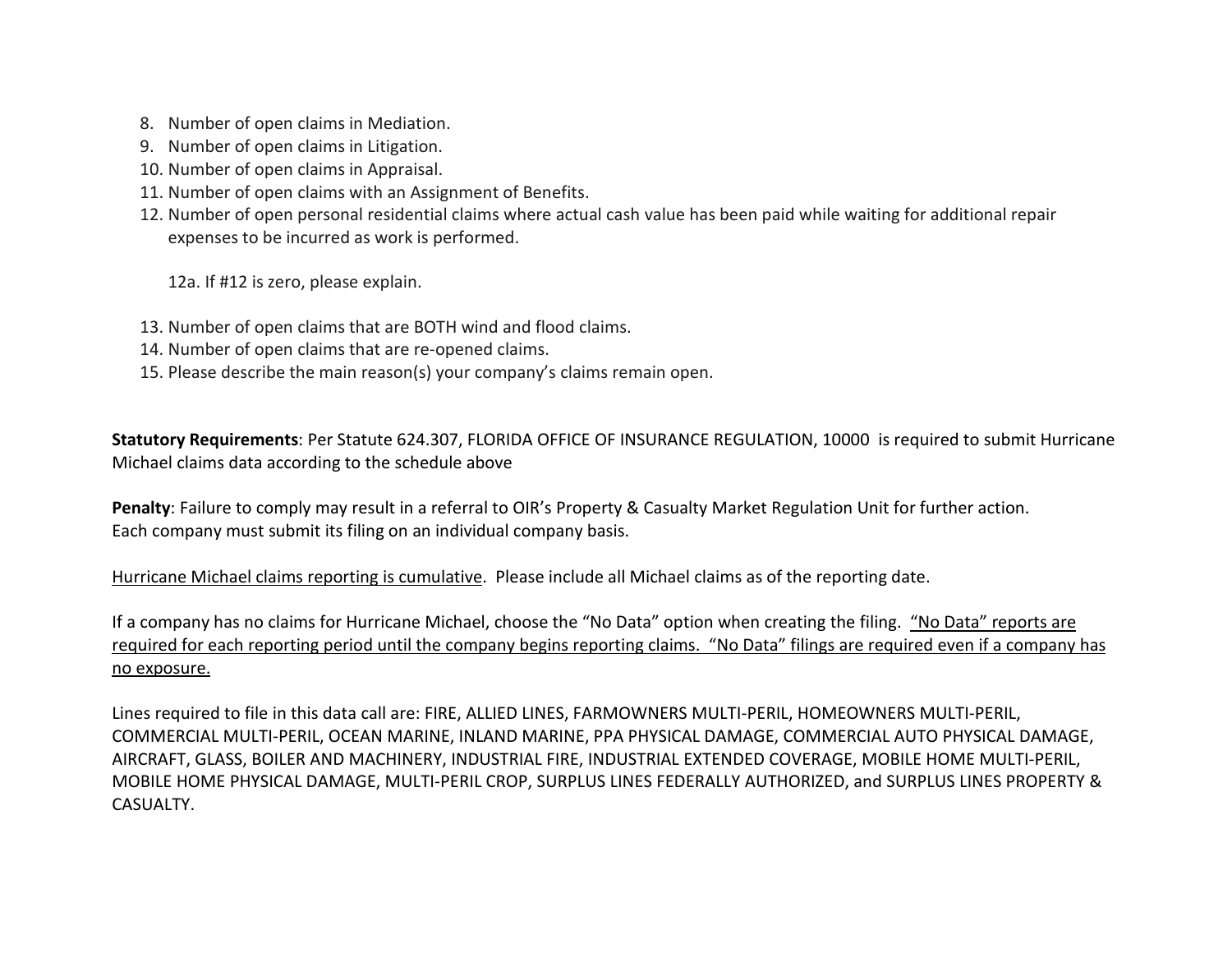8. Number of open claims in Mediation.
9. Number of open claims in Litigation.
10. Number of open claims in Appraisal.
11. Number of open claims with an Assignment of Benefits.
12. Number of open personal residential claims where actual cash value has been paid while waiting for additional repair expenses to be incurred as work is performed.

    12a. If #12 is zero, please explain.

13. Number of open claims that are BOTH wind and flood claims.
14. Number of open claims that are re-opened claims.
15. Please describe the main reason(s) your company's claims remain open.

**Statutory Requirements**: Per Statute 624.307, FLORIDA OFFICE OF INSURANCE REGULATION, 10000 is required to submit Hurricane Michael claims data according to the schedule above

**Penalty**: Failure to comply may result in a referral to OIR's Property & Casualty Market Regulation Unit for further action.
Each company must submit its filing on an individual company basis.

<u>Hurricane Michael claims reporting is cumulative</u>. Please include all Michael claims as of the reporting date.

If a company has no claims for Hurricane Michael, choose the "No Data" option when creating the filing. <u>"No Data" reports are required for each reporting period until the company begins reporting claims. "No Data" filings are required even if a company has no exposure.</u>

Lines required to file in this data call are: FIRE, ALLIED LINES, FARMOWNERS MULTI-PERIL, HOMEOWNERS MULTI-PERIL, COMMERCIAL MULTI-PERIL, OCEAN MARINE, INLAND MARINE, PPA PHYSICAL DAMAGE, COMMERCIAL AUTO PHYSICAL DAMAGE, AIRCRAFT, GLASS, BOILER AND MACHINERY, INDUSTRIAL FIRE, INDUSTRIAL EXTENDED COVERAGE, MOBILE HOME MULTI-PERIL, MOBILE HOME PHYSICAL DAMAGE, MULTI-PERIL CROP, SURPLUS LINES FEDERALLY AUTHORIZED, and SURPLUS LINES PROPERTY & CASUALTY.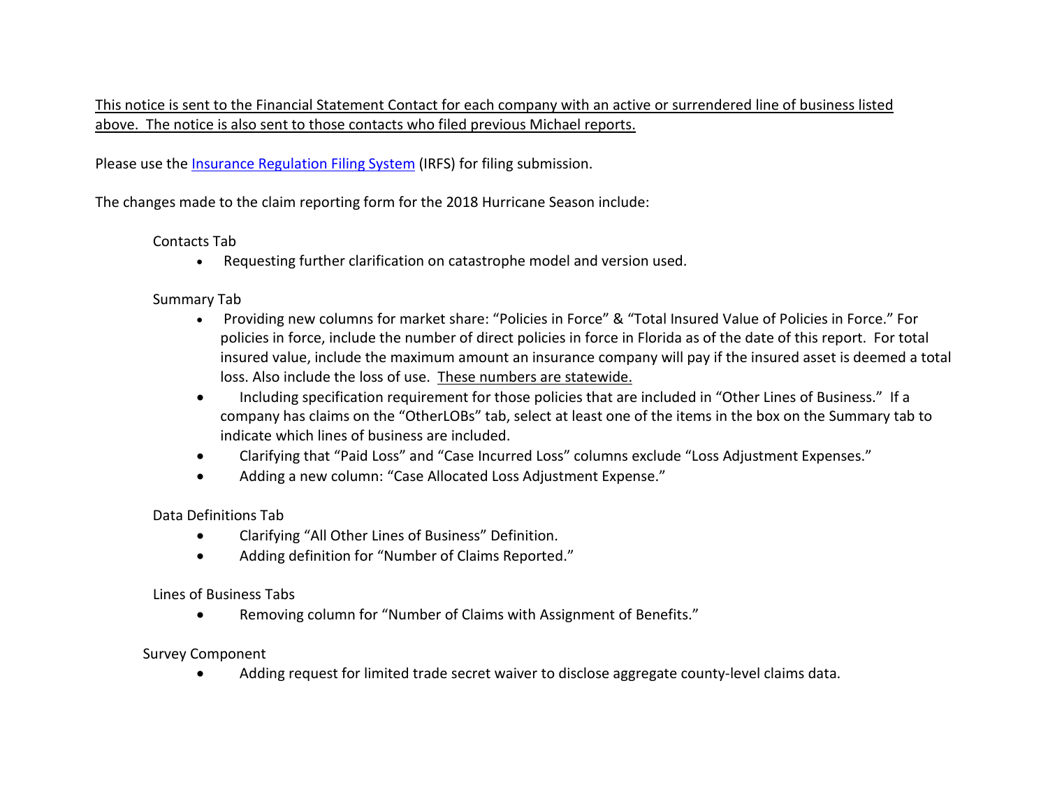<u>This notice is sent to the Financial Statement Contact for each company with an active or surrendered line of business listed above. The notice is also sent to those contacts who filed previous Michael reports.</u>

Please use the [Insurance Regulation Filing System](#) (IRFS) for filing submission.

The changes made to the claim reporting form for the 2018 Hurricane Season include:

Contacts Tab

- Requesting further clarification on catastrophe model and version used.

Summary Tab

- Providing new columns for market share: "Policies in Force" & "Total Insured Value of Policies in Force." For policies in force, include the number of direct policies in force in Florida as of the date of this report. For total insured value, include the maximum amount an insurance company will pay if the insured asset is deemed a total loss. Also include the loss of use. <u>These numbers are statewide.</u>
- Including specification requirement for those policies that are included in "Other Lines of Business." If a company has claims on the "OtherLOBs" tab, select at least one of the items in the box on the Summary tab to indicate which lines of business are included.
- Clarifying that "Paid Loss" and "Case Incurred Loss" columns exclude "Loss Adjustment Expenses."
- Adding a new column: "Case Allocated Loss Adjustment Expense."

Data Definitions Tab

- Clarifying "All Other Lines of Business" Definition.
- Adding definition for "Number of Claims Reported."

Lines of Business Tabs

- Removing column for "Number of Claims with Assignment of Benefits."

Survey Component

- Adding request for limited trade secret waiver to disclose aggregate county-level claims data.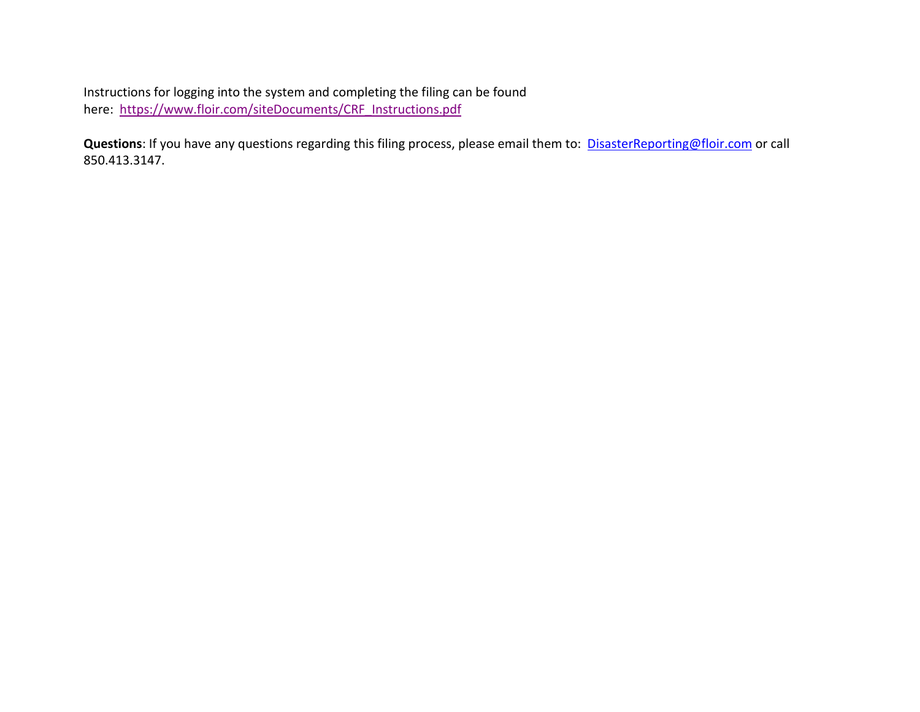Instructions for logging into the system and completing the filing can be found here: https://www.floir.com/siteDocuments/CRF_Instructions.pdf

**Questions**: If you have any questions regarding this filing process, please email them to: DisasterReporting@floir.com or call 850.413.3147.